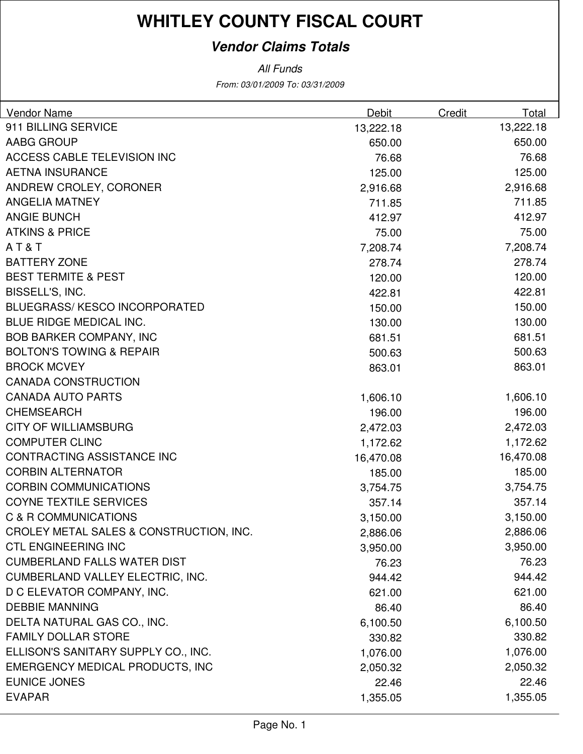# WHITLEY COUNTY FISCAL COURT

## *Vendor Claims Totals*

*All Funds*

*From: 03/01/2009 To: 03/31/2009*

| Vendor Name | Debit | Credit | Total |
|---|---|---|---|
| 911 BILLING SERVICE | 13,222.18 | | 13,222.18 |
| AABG GROUP | 650.00 | | 650.00 |
| ACCESS CABLE TELEVISION INC | 76.68 | | 76.68 |
| AETNA INSURANCE | 125.00 | | 125.00 |
| ANDREW CROLEY, CORONER | 2,916.68 | | 2,916.68 |
| ANGELIA MATNEY | 711.85 | | 711.85 |
| ANGIE BUNCH | 412.97 | | 412.97 |
| ATKINS & PRICE | 75.00 | | 75.00 |
| A T & T | 7,208.74 | | 7,208.74 |
| BATTERY ZONE | 278.74 | | 278.74 |
| BEST TERMITE & PEST | 120.00 | | 120.00 |
| BISSELL'S, INC. | 422.81 | | 422.81 |
| BLUEGRASS/ KESCO INCORPORATED | 150.00 | | 150.00 |
| BLUE RIDGE MEDICAL INC. | 130.00 | | 130.00 |
| BOB BARKER COMPANY, INC | 681.51 | | 681.51 |
| BOLTON'S TOWING & REPAIR | 500.63 | | 500.63 |
| BROCK MCVEY | 863.01 | | 863.01 |
| CANADA CONSTRUCTION | | | |
| CANADA AUTO PARTS | 1,606.10 | | 1,606.10 |
| CHEMSEARCH | 196.00 | | 196.00 |
| CITY OF WILLIAMSBURG | 2,472.03 | | 2,472.03 |
| COMPUTER CLINC | 1,172.62 | | 1,172.62 |
| CONTRACTING ASSISTANCE INC | 16,470.08 | | 16,470.08 |
| CORBIN ALTERNATOR | 185.00 | | 185.00 |
| CORBIN COMMUNICATIONS | 3,754.75 | | 3,754.75 |
| COYNE TEXTILE SERVICES | 357.14 | | 357.14 |
| C & R COMMUNICATIONS | 3,150.00 | | 3,150.00 |
| CROLEY METAL SALES & CONSTRUCTION, INC. | 2,886.06 | | 2,886.06 |
| CTL ENGINEERING INC | 3,950.00 | | 3,950.00 |
| CUMBERLAND FALLS WATER DIST | 76.23 | | 76.23 |
| CUMBERLAND VALLEY ELECTRIC, INC. | 944.42 | | 944.42 |
| D C ELEVATOR COMPANY, INC. | 621.00 | | 621.00 |
| DEBBIE MANNING | 86.40 | | 86.40 |
| DELTA NATURAL GAS CO., INC. | 6,100.50 | | 6,100.50 |
| FAMILY DOLLAR STORE | 330.82 | | 330.82 |
| ELLISON'S SANITARY SUPPLY CO., INC. | 1,076.00 | | 1,076.00 |
| EMERGENCY MEDICAL PRODUCTS, INC | 2,050.32 | | 2,050.32 |
| EUNICE JONES | 22.46 | | 22.46 |
| EVAPAR | 1,355.05 | | 1,355.05 |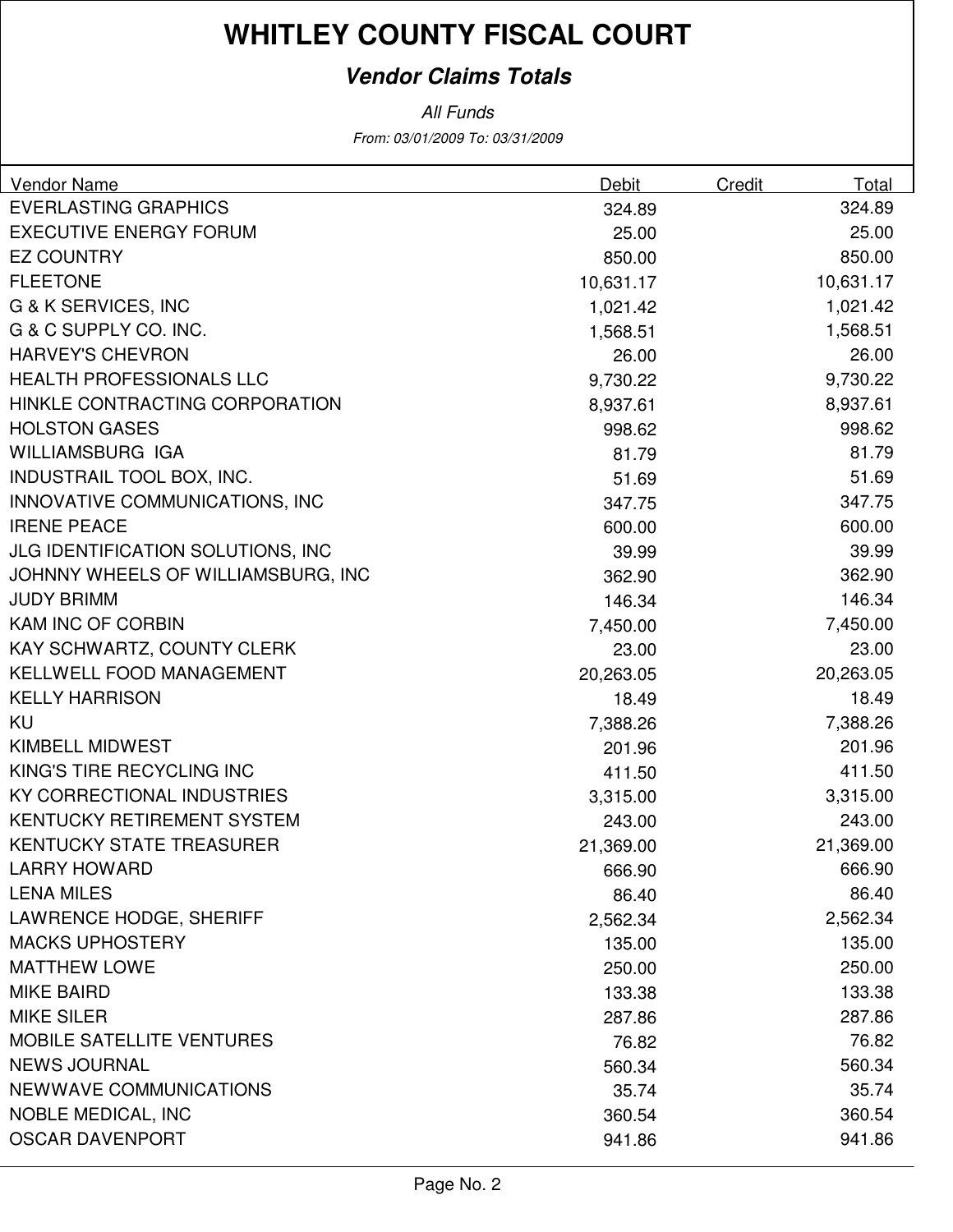# WHITLEY COUNTY FISCAL COURT

## *Vendor Claims Totals*

*All Funds*

*From: 03/01/2009 To: 03/31/2009*

| Vendor Name | Debit | Credit | Total |
|---|---|---|---|
| EVERLASTING GRAPHICS | 324.89 | | 324.89 |
| EXECUTIVE ENERGY FORUM | 25.00 | | 25.00 |
| EZ COUNTRY | 850.00 | | 850.00 |
| FLEETONE | 10,631.17 | | 10,631.17 |
| G & K SERVICES, INC | 1,021.42 | | 1,021.42 |
| G & C SUPPLY CO. INC. | 1,568.51 | | 1,568.51 |
| HARVEY'S CHEVRON | 26.00 | | 26.00 |
| HEALTH PROFESSIONALS LLC | 9,730.22 | | 9,730.22 |
| HINKLE CONTRACTING CORPORATION | 8,937.61 | | 8,937.61 |
| HOLSTON GASES | 998.62 | | 998.62 |
| WILLIAMSBURG IGA | 81.79 | | 81.79 |
| INDUSTRAIL TOOL BOX, INC. | 51.69 | | 51.69 |
| INNOVATIVE COMMUNICATIONS, INC | 347.75 | | 347.75 |
| IRENE PEACE | 600.00 | | 600.00 |
| JLG IDENTIFICATION SOLUTIONS, INC | 39.99 | | 39.99 |
| JOHNNY WHEELS OF WILLIAMSBURG, INC | 362.90 | | 362.90 |
| JUDY BRIMM | 146.34 | | 146.34 |
| KAM INC OF CORBIN | 7,450.00 | | 7,450.00 |
| KAY SCHWARTZ, COUNTY CLERK | 23.00 | | 23.00 |
| KELLWELL FOOD MANAGEMENT | 20,263.05 | | 20,263.05 |
| KELLY HARRISON | 18.49 | | 18.49 |
| KU | 7,388.26 | | 7,388.26 |
| KIMBELL MIDWEST | 201.96 | | 201.96 |
| KING'S TIRE RECYCLING INC | 411.50 | | 411.50 |
| KY CORRECTIONAL INDUSTRIES | 3,315.00 | | 3,315.00 |
| KENTUCKY RETIREMENT SYSTEM | 243.00 | | 243.00 |
| KENTUCKY STATE TREASURER | 21,369.00 | | 21,369.00 |
| LARRY HOWARD | 666.90 | | 666.90 |
| LENA MILES | 86.40 | | 86.40 |
| LAWRENCE HODGE, SHERIFF | 2,562.34 | | 2,562.34 |
| MACKS UPHOSTERY | 135.00 | | 135.00 |
| MATTHEW LOWE | 250.00 | | 250.00 |
| MIKE BAIRD | 133.38 | | 133.38 |
| MIKE SILER | 287.86 | | 287.86 |
| MOBILE SATELLITE VENTURES | 76.82 | | 76.82 |
| NEWS JOURNAL | 560.34 | | 560.34 |
| NEWWAVE COMMUNICATIONS | 35.74 | | 35.74 |
| NOBLE MEDICAL, INC | 360.54 | | 360.54 |
| OSCAR DAVENPORT | 941.86 | | 941.86 |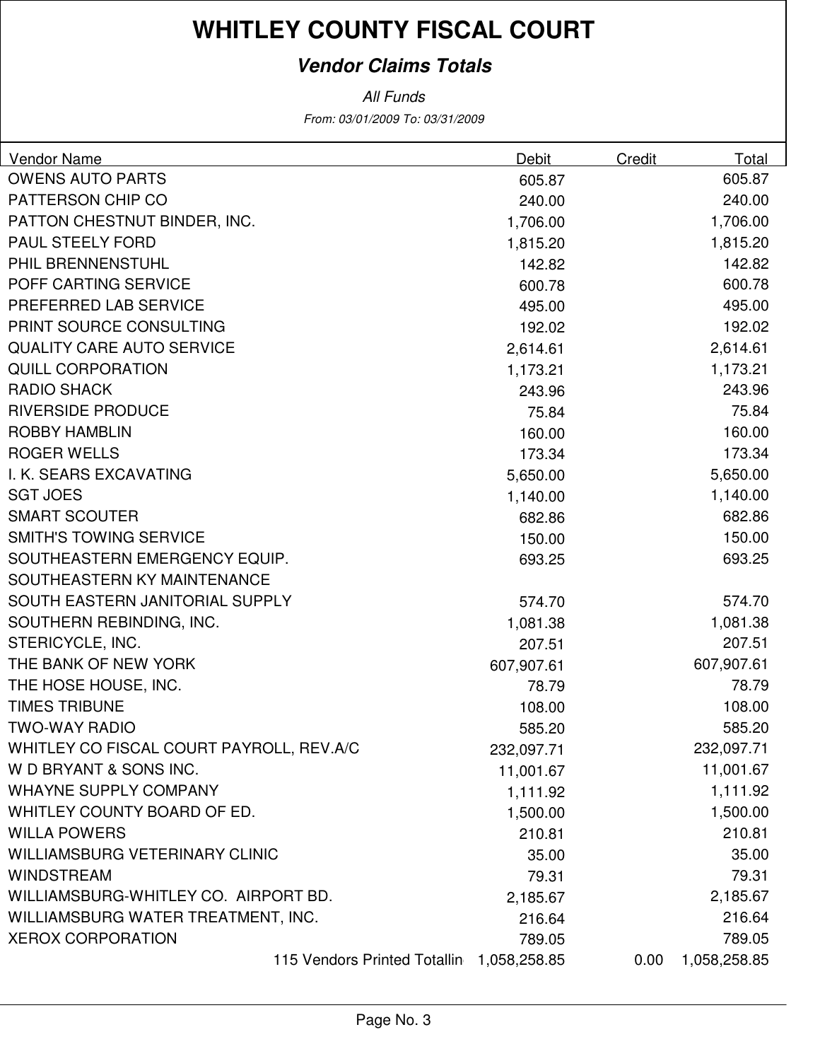# WHITLEY COUNTY FISCAL COURT

## *Vendor Claims Totals*

*All Funds*

*From: 03/01/2009 To: 03/31/2009*

| Vendor Name | Debit | Credit | Total |
|---|---|---|---|
| OWENS AUTO PARTS | 605.87 | | 605.87 |
| PATTERSON CHIP CO | 240.00 | | 240.00 |
| PATTON CHESTNUT BINDER, INC. | 1,706.00 | | 1,706.00 |
| PAUL STEELY FORD | 1,815.20 | | 1,815.20 |
| PHIL BRENNENSTUHL | 142.82 | | 142.82 |
| POFF CARTING SERVICE | 600.78 | | 600.78 |
| PREFERRED LAB SERVICE | 495.00 | | 495.00 |
| PRINT SOURCE CONSULTING | 192.02 | | 192.02 |
| QUALITY CARE AUTO SERVICE | 2,614.61 | | 2,614.61 |
| QUILL CORPORATION | 1,173.21 | | 1,173.21 |
| RADIO SHACK | 243.96 | | 243.96 |
| RIVERSIDE PRODUCE | 75.84 | | 75.84 |
| ROBBY HAMBLIN | 160.00 | | 160.00 |
| ROGER WELLS | 173.34 | | 173.34 |
| I. K. SEARS EXCAVATING | 5,650.00 | | 5,650.00 |
| SGT JOES | 1,140.00 | | 1,140.00 |
| SMART SCOUTER | 682.86 | | 682.86 |
| SMITH'S TOWING SERVICE | 150.00 | | 150.00 |
| SOUTHEASTERN EMERGENCY EQUIP. | 693.25 | | 693.25 |
| SOUTHEASTERN KY MAINTENANCE | | | |
| SOUTH EASTERN JANITORIAL SUPPLY | 574.70 | | 574.70 |
| SOUTHERN REBINDING, INC. | 1,081.38 | | 1,081.38 |
| STERICYCLE, INC. | 207.51 | | 207.51 |
| THE BANK OF NEW YORK | 607,907.61 | | 607,907.61 |
| THE HOSE HOUSE, INC. | 78.79 | | 78.79 |
| TIMES TRIBUNE | 108.00 | | 108.00 |
| TWO-WAY RADIO | 585.20 | | 585.20 |
| WHITLEY CO FISCAL COURT PAYROLL, REV.A/C | 232,097.71 | | 232,097.71 |
| W D BRYANT & SONS INC. | 11,001.67 | | 11,001.67 |
| WHAYNE SUPPLY COMPANY | 1,111.92 | | 1,111.92 |
| WHITLEY COUNTY BOARD OF ED. | 1,500.00 | | 1,500.00 |
| WILLA POWERS | 210.81 | | 210.81 |
| WILLIAMSBURG VETERINARY CLINIC | 35.00 | | 35.00 |
| WINDSTREAM | 79.31 | | 79.31 |
| WILLIAMSBURG-WHITLEY CO. AIRPORT BD. | 2,185.67 | | 2,185.67 |
| WILLIAMSBURG WATER TREATMENT, INC. | 216.64 | | 216.64 |
| XEROX CORPORATION | 789.05 | | 789.05 |
| 115 Vendors Printed Totallin | 1,058,258.85 | 0.00 | 1,058,258.85 |